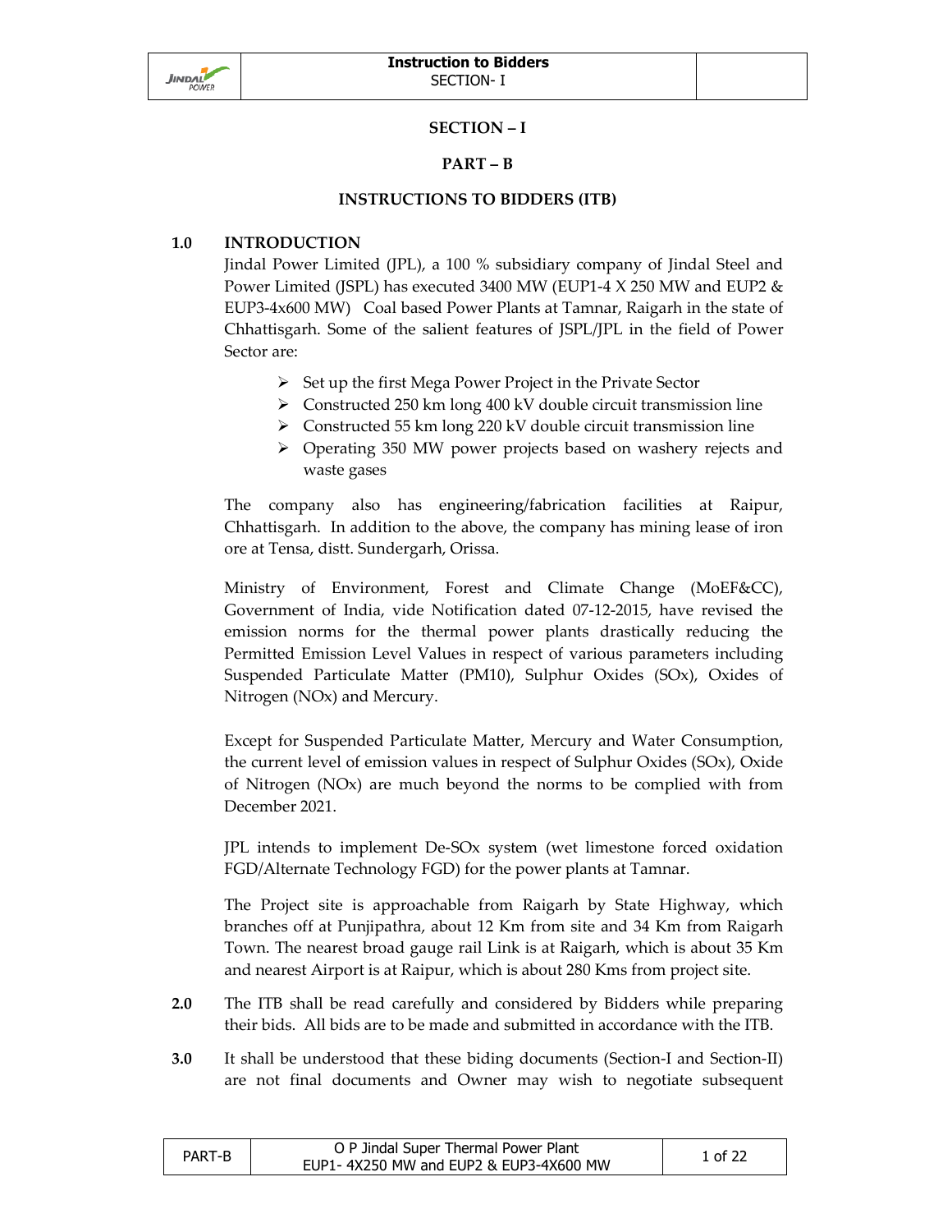# SECTION – I

## PART – B

## INSTRUCTIONS TO BIDDERS (ITB)

**1.0 INTRODUCTION**

Jindal Power Limited (JPL), a 100 % subsidiary company of Jindal Steel and Power Limited (JSPL) has executed 3400 MW (EUP1-4 X 250 MW and EUP2 & EUP3-4x600 MW) Coal based Power Plants at Tamnar, Raigarh in the state of Chhattisgarh. Some of the salient features of JSPL/JPL in the field of Power Sector are:

- Set up the first Mega Power Project in the Private Sector
- Constructed 250 km long 400 kV double circuit transmission line
- Constructed 55 km long 220 kV double circuit transmission line
- Operating 350 MW power projects based on washery rejects and waste gases

The company also has engineering/fabrication facilities at Raipur, Chhattisgarh. In addition to the above, the company has mining lease of iron ore at Tensa, distt. Sundergarh, Orissa.

Ministry of Environment, Forest and Climate Change (MoEF&CC), Government of India, vide Notification dated 07-12-2015, have revised the emission norms for the thermal power plants drastically reducing the Permitted Emission Level Values in respect of various parameters including Suspended Particulate Matter (PM10), Sulphur Oxides (SOx), Oxides of Nitrogen (NOx) and Mercury.

Except for Suspended Particulate Matter, Mercury and Water Consumption, the current level of emission values in respect of Sulphur Oxides (SOx), Oxide of Nitrogen (NOx) are much beyond the norms to be complied with from December 2021.

JPL intends to implement De-SOx system (wet limestone forced oxidation FGD/Alternate Technology FGD) for the power plants at Tamnar.

The Project site is approachable from Raigarh by State Highway, which branches off at Punjipathra, about 12 Km from site and 34 Km from Raigarh Town. The nearest broad gauge rail Link is at Raigarh, which is about 35 Km and nearest Airport is at Raipur, which is about 280 Kms from project site.

**2.0** The ITB shall be read carefully and considered by Bidders while preparing their bids. All bids are to be made and submitted in accordance with the ITB.

**3.0** It shall be understood that these biding documents (Section-I and Section-II) are not final documents and Owner may wish to negotiate subsequent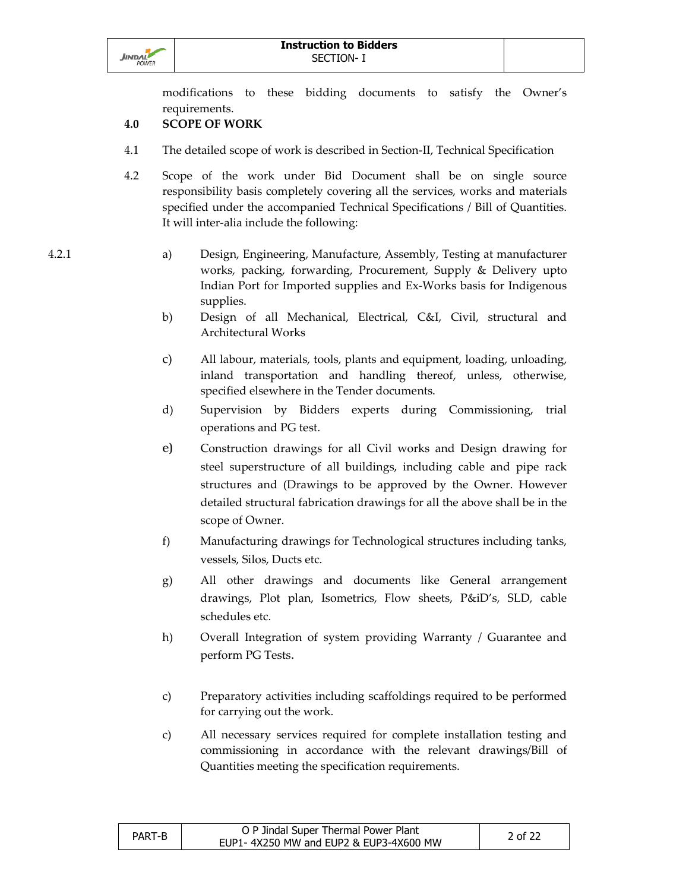modifications to these bidding documents to satisfy the Owner's requirements.

## 4.0 SCOPE OF WORK

4.1 The detailed scope of work is described in Section-II, Technical Specification

4.2 Scope of the work under Bid Document shall be on single source responsibility basis completely covering all the services, works and materials specified under the accompanied Technical Specifications / Bill of Quantities. It will inter-alia include the following:

4.2.1

a) Design, Engineering, Manufacture, Assembly, Testing at manufacturer works, packing, forwarding, Procurement, Supply & Delivery upto Indian Port for Imported supplies and Ex-Works basis for Indigenous supplies.

b) Design of all Mechanical, Electrical, C&I, Civil, structural and Architectural Works

c) All labour, materials, tools, plants and equipment, loading, unloading, inland transportation and handling thereof, unless, otherwise, specified elsewhere in the Tender documents.

d) Supervision by Bidders experts during Commissioning, trial operations and PG test.

e) Construction drawings for all Civil works and Design drawing for steel superstructure of all buildings, including cable and pipe rack structures and (Drawings to be approved by the Owner. However detailed structural fabrication drawings for all the above shall be in the scope of Owner.

f) Manufacturing drawings for Technological structures including tanks, vessels, Silos, Ducts etc.

g) All other drawings and documents like General arrangement drawings, Plot plan, Isometrics, Flow sheets, P&iD's, SLD, cable schedules etc.

h) Overall Integration of system providing Warranty / Guarantee and perform PG Tests.

c) Preparatory activities including scaffoldings required to be performed for carrying out the work.

c) All necessary services required for complete installation testing and commissioning in accordance with the relevant drawings/Bill of Quantities meeting the specification requirements.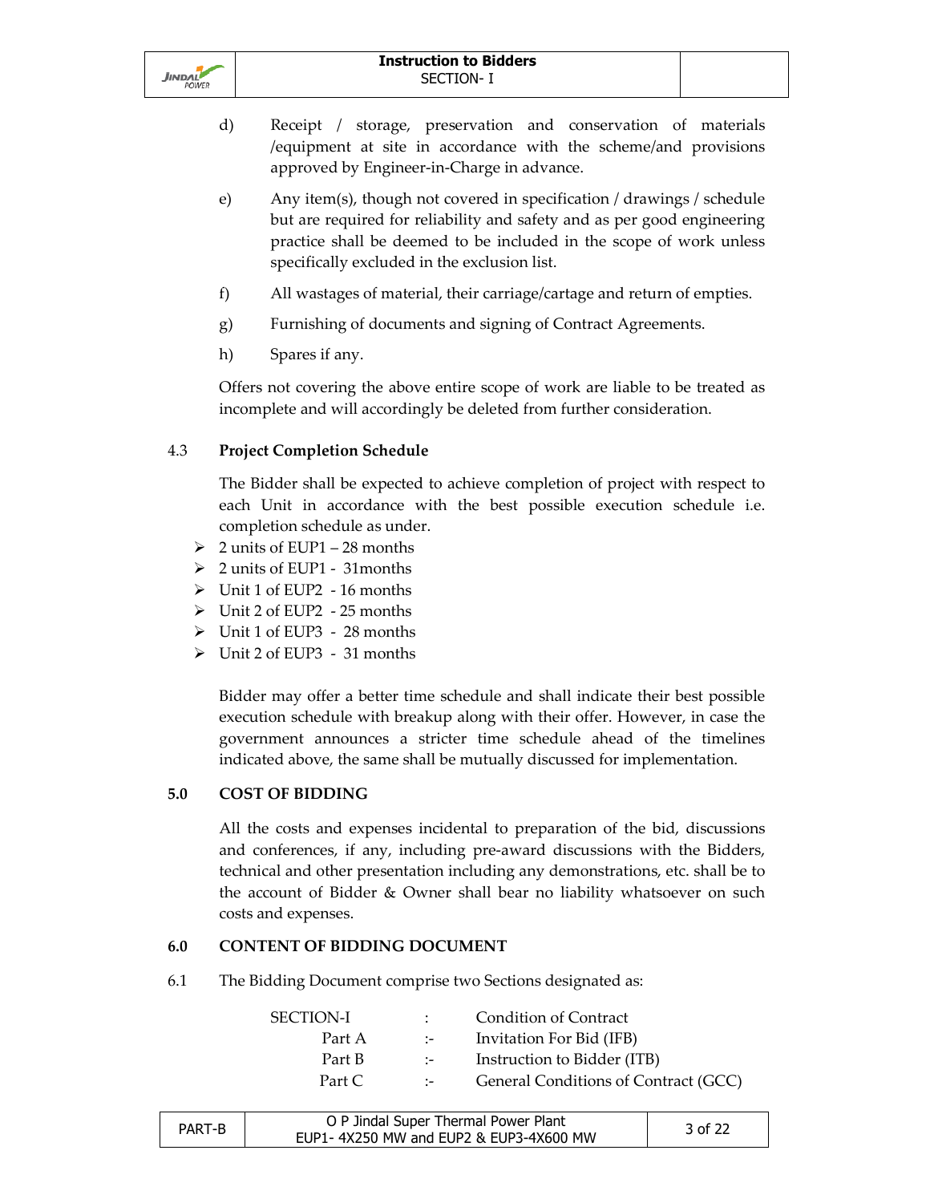d) Receipt / storage, preservation and conservation of materials /equipment at site in accordance with the scheme/and provisions approved by Engineer-in-Charge in advance.

e) Any item(s), though not covered in specification / drawings / schedule but are required for reliability and safety and as per good engineering practice shall be deemed to be included in the scope of work unless specifically excluded in the exclusion list.

f) All wastages of material, their carriage/cartage and return of empties.

g) Furnishing of documents and signing of Contract Agreements.

h) Spares if any.

Offers not covering the above entire scope of work are liable to be treated as incomplete and will accordingly be deleted from further consideration.

### 4.3 Project Completion Schedule

The Bidder shall be expected to achieve completion of project with respect to each Unit in accordance with the best possible execution schedule i.e. completion schedule as under.

- 2 units of EUP1 – 28 months
- 2 units of EUP1 - 31months
- Unit 1 of EUP2 - 16 months
- Unit 2 of EUP2 - 25 months
- Unit 1 of EUP3 - 28 months
- Unit 2 of EUP3 - 31 months

Bidder may offer a better time schedule and shall indicate their best possible execution schedule with breakup along with their offer. However, in case the government announces a stricter time schedule ahead of the timelines indicated above, the same shall be mutually discussed for implementation.

## 5.0 COST OF BIDDING

All the costs and expenses incidental to preparation of the bid, discussions and conferences, if any, including pre-award discussions with the Bidders, technical and other presentation including any demonstrations, etc. shall be to the account of Bidder & Owner shall bear no liability whatsoever on such costs and expenses.

## 6.0 CONTENT OF BIDDING DOCUMENT

6.1 The Bidding Document comprise two Sections designated as:

| | | |
|---|---|---|
| SECTION-I | : | Condition of Contract |
| Part A | :- | Invitation For Bid (IFB) |
| Part B | :- | Instruction to Bidder (ITB) |
| Part C | :- | General Conditions of Contract (GCC) |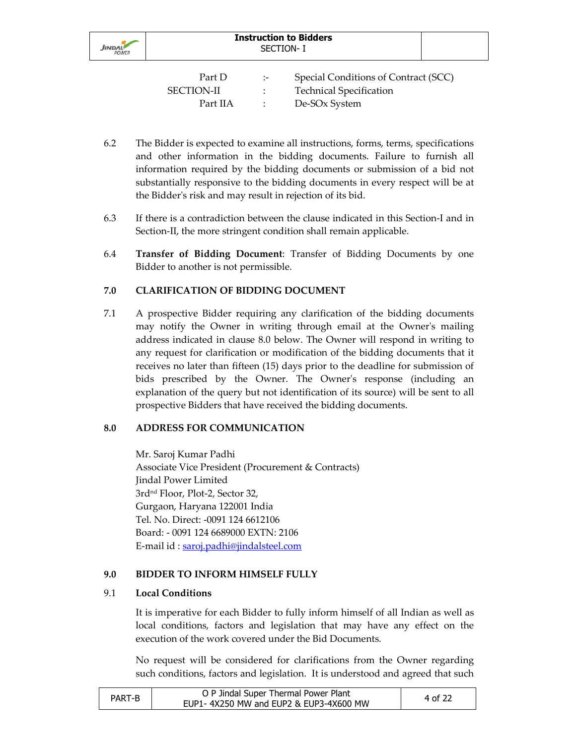| | | |
|---|---|---|
| Part D | :- | Special Conditions of Contract (SCC) |
| SECTION-II | : | Technical Specification |
| Part IIA | : | De-SOx System |

6.2 The Bidder is expected to examine all instructions, forms, terms, specifications and other information in the bidding documents. Failure to furnish all information required by the bidding documents or submission of a bid not substantially responsive to the bidding documents in every respect will be at the Bidder's risk and may result in rejection of its bid.

6.3 If there is a contradiction between the clause indicated in this Section-I and in Section-II, the more stringent condition shall remain applicable.

6.4 **Transfer of Bidding Document**: Transfer of Bidding Documents by one Bidder to another is not permissible.

## 7.0 CLARIFICATION OF BIDDING DOCUMENT

7.1 A prospective Bidder requiring any clarification of the bidding documents may notify the Owner in writing through email at the Owner's mailing address indicated in clause 8.0 below. The Owner will respond in writing to any request for clarification or modification of the bidding documents that it receives no later than fifteen (15) days prior to the deadline for submission of bids prescribed by the Owner. The Owner's response (including an explanation of the query but not identification of its source) will be sent to all prospective Bidders that have received the bidding documents.

## 8.0 ADDRESS FOR COMMUNICATION

Mr. Saroj Kumar Padhi
Associate Vice President (Procurement & Contracts)
Jindal Power Limited
3rd[nd] Floor, Plot-2, Sector 32,
Gurgaon, Haryana 122001 India
Tel. No. Direct: -0091 124 6612106
Board: - 0091 124 6689000 EXTN: 2106
E-mail id : saroj.padhi@jindalsteel.com

## 9.0 BIDDER TO INFORM HIMSELF FULLY

### 9.1 Local Conditions

It is imperative for each Bidder to fully inform himself of all Indian as well as local conditions, factors and legislation that may have any effect on the execution of the work covered under the Bid Documents.

No request will be considered for clarifications from the Owner regarding such conditions, factors and legislation. It is understood and agreed that such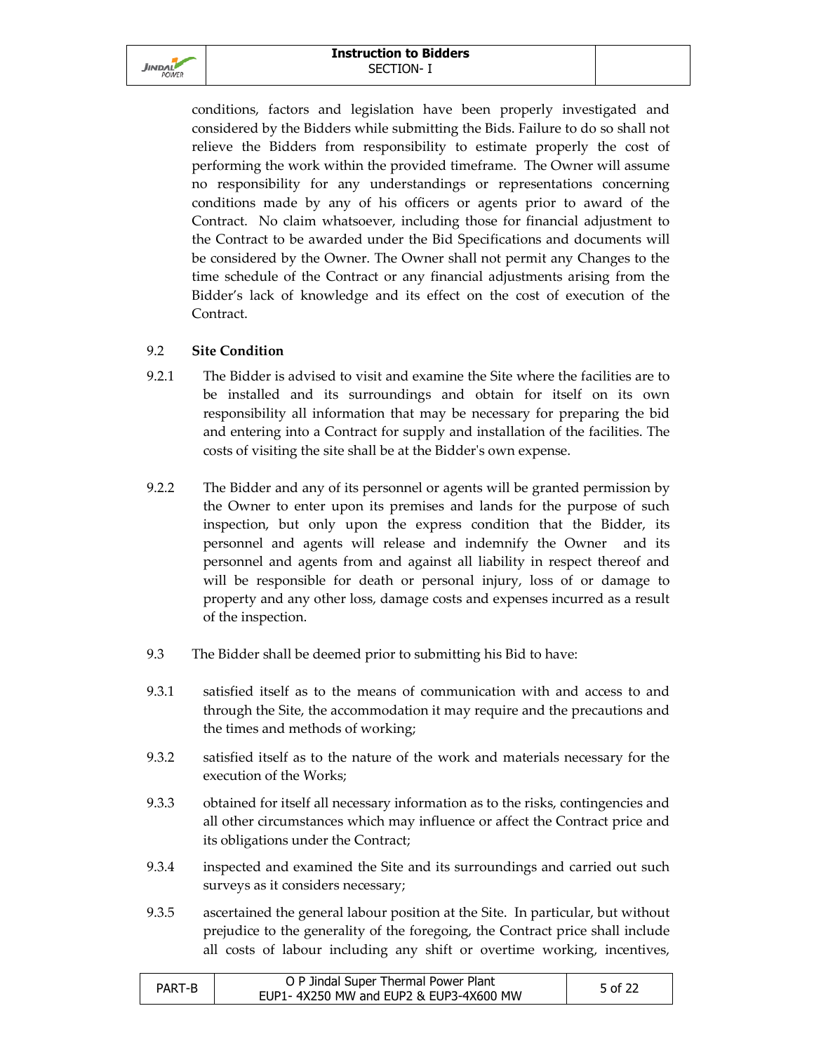conditions, factors and legislation have been properly investigated and considered by the Bidders while submitting the Bids. Failure to do so shall not relieve the Bidders from responsibility to estimate properly the cost of performing the work within the provided timeframe. The Owner will assume no responsibility for any understandings or representations concerning conditions made by any of his officers or agents prior to award of the Contract. No claim whatsoever, including those for financial adjustment to the Contract to be awarded under the Bid Specifications and documents will be considered by the Owner. The Owner shall not permit any Changes to the time schedule of the Contract or any financial adjustments arising from the Bidder's lack of knowledge and its effect on the cost of execution of the Contract.

9.2 **Site Condition**

9.2.1 The Bidder is advised to visit and examine the Site where the facilities are to be installed and its surroundings and obtain for itself on its own responsibility all information that may be necessary for preparing the bid and entering into a Contract for supply and installation of the facilities. The costs of visiting the site shall be at the Bidder's own expense.

9.2.2 The Bidder and any of its personnel or agents will be granted permission by the Owner to enter upon its premises and lands for the purpose of such inspection, but only upon the express condition that the Bidder, its personnel and agents will release and indemnify the Owner and its personnel and agents from and against all liability in respect thereof and will be responsible for death or personal injury, loss of or damage to property and any other loss, damage costs and expenses incurred as a result of the inspection.

9.3 The Bidder shall be deemed prior to submitting his Bid to have:

9.3.1 satisfied itself as to the means of communication with and access to and through the Site, the accommodation it may require and the precautions and the times and methods of working;

9.3.2 satisfied itself as to the nature of the work and materials necessary for the execution of the Works;

9.3.3 obtained for itself all necessary information as to the risks, contingencies and all other circumstances which may influence or affect the Contract price and its obligations under the Contract;

9.3.4 inspected and examined the Site and its surroundings and carried out such surveys as it considers necessary;

9.3.5 ascertained the general labour position at the Site. In particular, but without prejudice to the generality of the foregoing, the Contract price shall include all costs of labour including any shift or overtime working, incentives,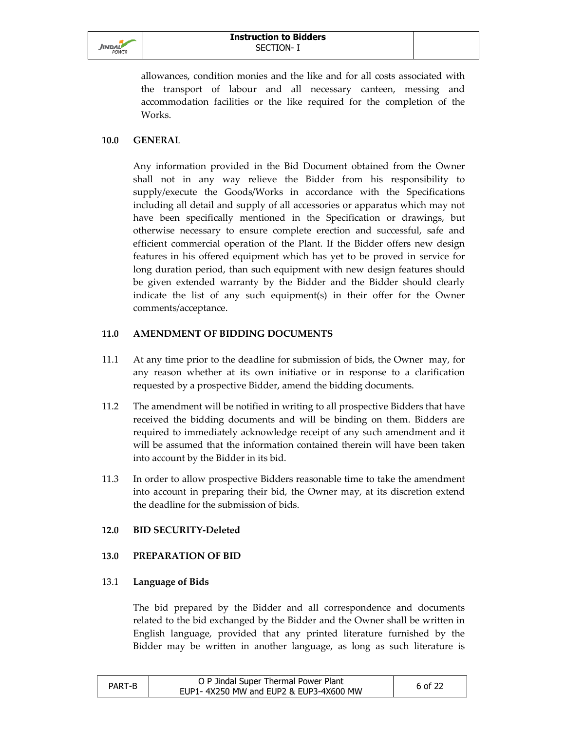allowances, condition monies and the like and for all costs associated with the transport of labour and all necessary canteen, messing and accommodation facilities or the like required for the completion of the Works.

## 10.0 GENERAL

Any information provided in the Bid Document obtained from the Owner shall not in any way relieve the Bidder from his responsibility to supply/execute the Goods/Works in accordance with the Specifications including all detail and supply of all accessories or apparatus which may not have been specifically mentioned in the Specification or drawings, but otherwise necessary to ensure complete erection and successful, safe and efficient commercial operation of the Plant. If the Bidder offers new design features in his offered equipment which has yet to be proved in service for long duration period, than such equipment with new design features should be given extended warranty by the Bidder and the Bidder should clearly indicate the list of any such equipment(s) in their offer for the Owner comments/acceptance.

## 11.0 AMENDMENT OF BIDDING DOCUMENTS

11.1 At any time prior to the deadline for submission of bids, the Owner may, for any reason whether at its own initiative or in response to a clarification requested by a prospective Bidder, amend the bidding documents.

11.2 The amendment will be notified in writing to all prospective Bidders that have received the bidding documents and will be binding on them. Bidders are required to immediately acknowledge receipt of any such amendment and it will be assumed that the information contained therein will have been taken into account by the Bidder in its bid.

11.3 In order to allow prospective Bidders reasonable time to take the amendment into account in preparing their bid, the Owner may, at its discretion extend the deadline for the submission of bids.

## 12.0 BID SECURITY-Deleted

## 13.0 PREPARATION OF BID

### 13.1 Language of Bids

The bid prepared by the Bidder and all correspondence and documents related to the bid exchanged by the Bidder and the Owner shall be written in English language, provided that any printed literature furnished by the Bidder may be written in another language, as long as such literature is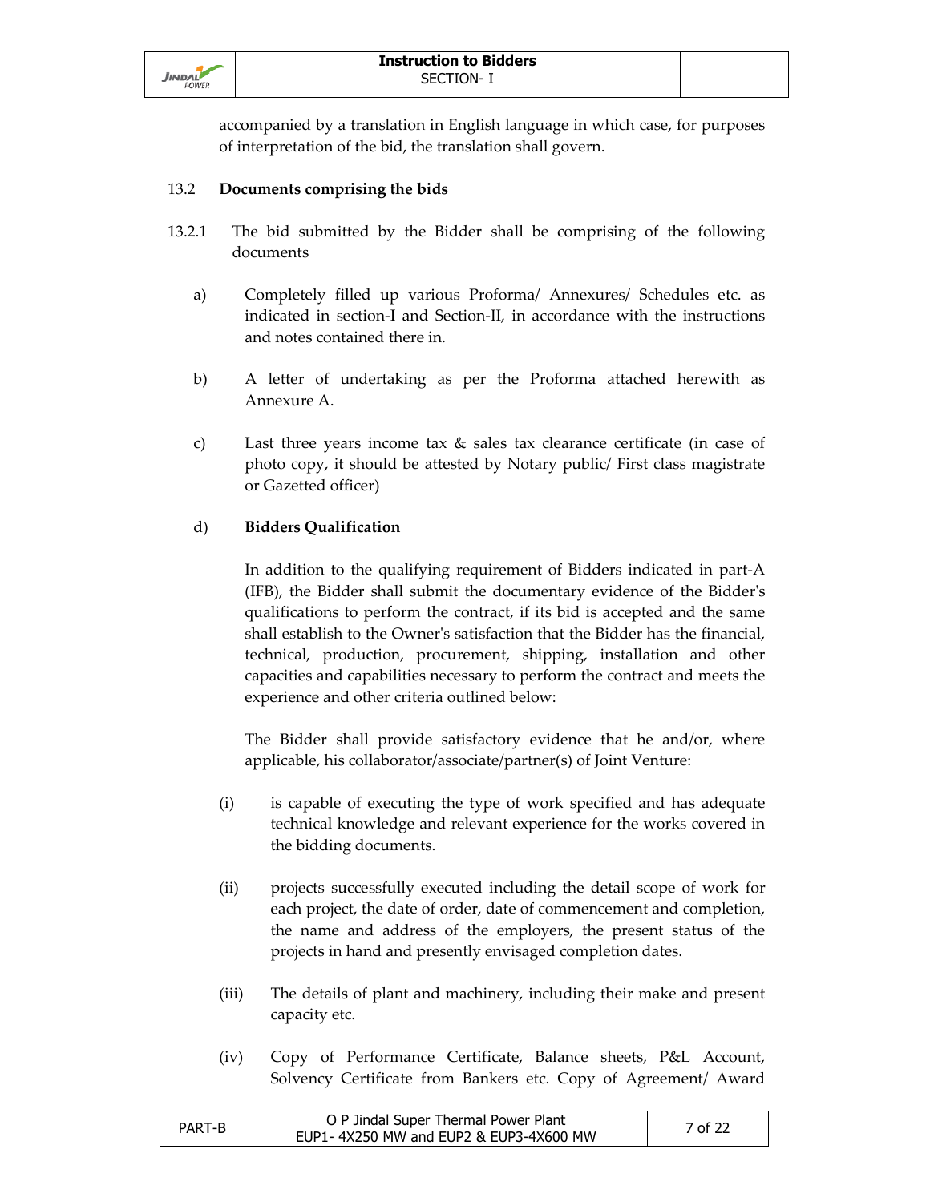accompanied by a translation in English language in which case, for purposes of interpretation of the bid, the translation shall govern.

13.2 **Documents comprising the bids**

13.2.1 The bid submitted by the Bidder shall be comprising of the following documents

a) Completely filled up various Proforma/ Annexures/ Schedules etc. as indicated in section-I and Section-II, in accordance with the instructions and notes contained there in.

b) A letter of undertaking as per the Proforma attached herewith as Annexure A.

c) Last three years income tax & sales tax clearance certificate (in case of photo copy, it should be attested by Notary public/ First class magistrate or Gazetted officer)

d) **Bidders Qualification**

In addition to the qualifying requirement of Bidders indicated in part-A (IFB), the Bidder shall submit the documentary evidence of the Bidder's qualifications to perform the contract, if its bid is accepted and the same shall establish to the Owner's satisfaction that the Bidder has the financial, technical, production, procurement, shipping, installation and other capacities and capabilities necessary to perform the contract and meets the experience and other criteria outlined below:

The Bidder shall provide satisfactory evidence that he and/or, where applicable, his collaborator/associate/partner(s) of Joint Venture:

(i) is capable of executing the type of work specified and has adequate technical knowledge and relevant experience for the works covered in the bidding documents.

(ii) projects successfully executed including the detail scope of work for each project, the date of order, date of commencement and completion, the name and address of the employers, the present status of the projects in hand and presently envisaged completion dates.

(iii) The details of plant and machinery, including their make and present capacity etc.

(iv) Copy of Performance Certificate, Balance sheets, P&L Account, Solvency Certificate from Bankers etc. Copy of Agreement/ Award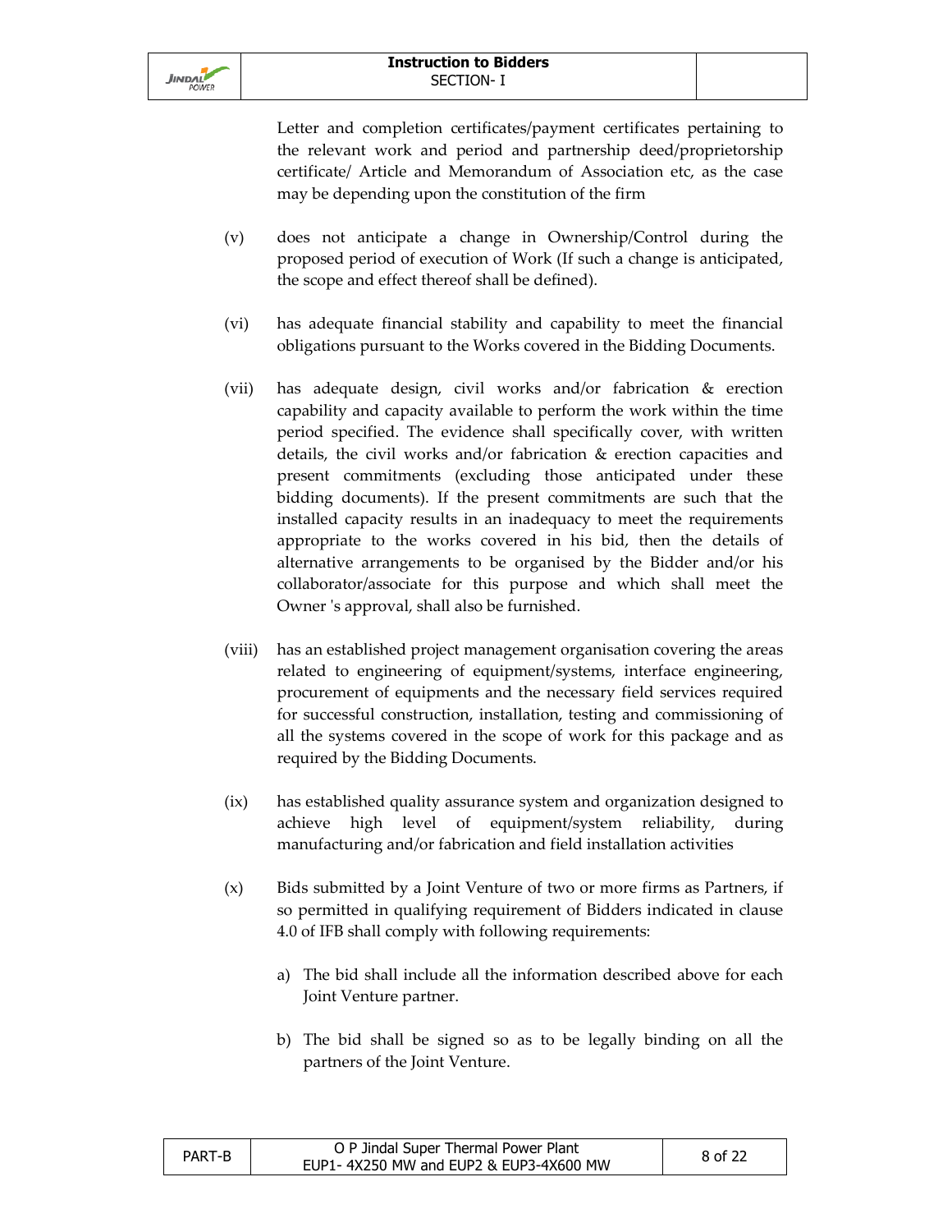Letter and completion certificates/payment certificates pertaining to the relevant work and period and partnership deed/proprietorship certificate/ Article and Memorandum of Association etc, as the case may be depending upon the constitution of the firm

(v) does not anticipate a change in Ownership/Control during the proposed period of execution of Work (If such a change is anticipated, the scope and effect thereof shall be defined).

(vi) has adequate financial stability and capability to meet the financial obligations pursuant to the Works covered in the Bidding Documents.

(vii) has adequate design, civil works and/or fabrication & erection capability and capacity available to perform the work within the time period specified. The evidence shall specifically cover, with written details, the civil works and/or fabrication & erection capacities and present commitments (excluding those anticipated under these bidding documents). If the present commitments are such that the installed capacity results in an inadequacy to meet the requirements appropriate to the works covered in his bid, then the details of alternative arrangements to be organised by the Bidder and/or his collaborator/associate for this purpose and which shall meet the Owner 's approval, shall also be furnished.

(viii) has an established project management organisation covering the areas related to engineering of equipment/systems, interface engineering, procurement of equipments and the necessary field services required for successful construction, installation, testing and commissioning of all the systems covered in the scope of work for this package and as required by the Bidding Documents.

(ix) has established quality assurance system and organization designed to achieve high level of equipment/system reliability, during manufacturing and/or fabrication and field installation activities

(x) Bids submitted by a Joint Venture of two or more firms as Partners, if so permitted in qualifying requirement of Bidders indicated in clause 4.0 of IFB shall comply with following requirements:

a) The bid shall include all the information described above for each Joint Venture partner.

b) The bid shall be signed so as to be legally binding on all the partners of the Joint Venture.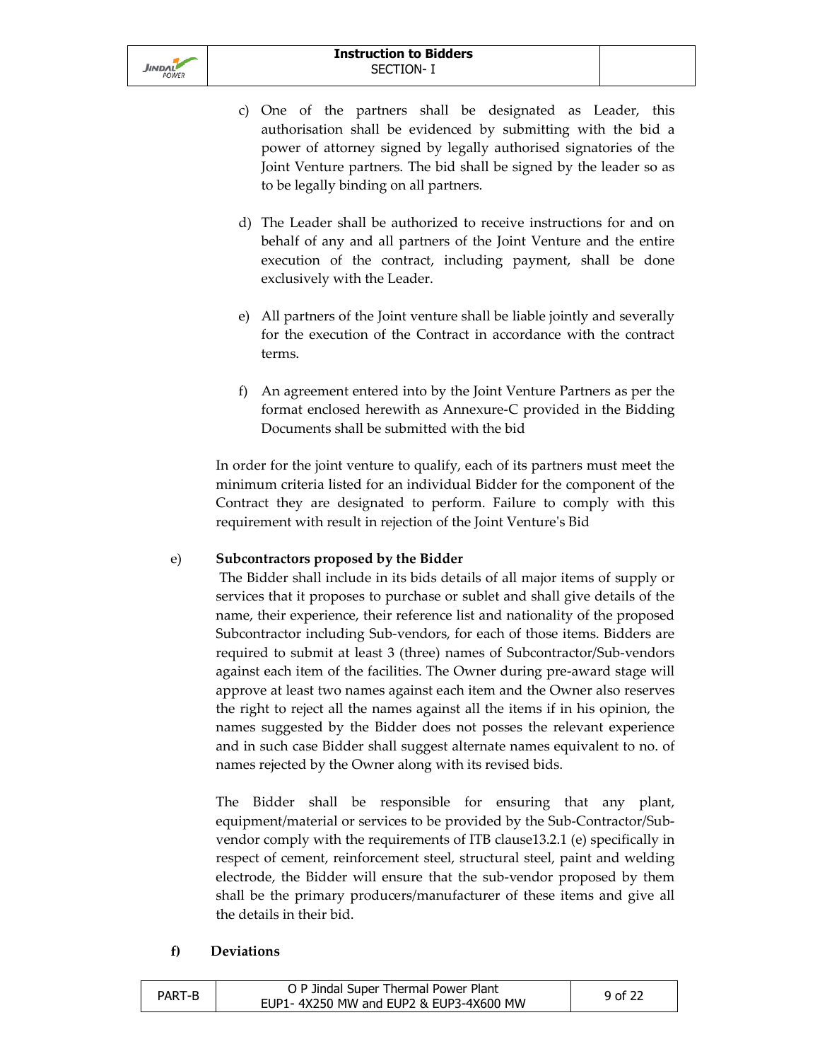c) One of the partners shall be designated as Leader, this authorisation shall be evidenced by submitting with the bid a power of attorney signed by legally authorised signatories of the Joint Venture partners. The bid shall be signed by the leader so as to be legally binding on all partners.

d) The Leader shall be authorized to receive instructions for and on behalf of any and all partners of the Joint Venture and the entire execution of the contract, including payment, shall be done exclusively with the Leader.

e) All partners of the Joint venture shall be liable jointly and severally for the execution of the Contract in accordance with the contract terms.

f) An agreement entered into by the Joint Venture Partners as per the format enclosed herewith as Annexure-C provided in the Bidding Documents shall be submitted with the bid

In order for the joint venture to qualify, each of its partners must meet the minimum criteria listed for an individual Bidder for the component of the Contract they are designated to perform. Failure to comply with this requirement with result in rejection of the Joint Venture's Bid

e) **Subcontractors proposed by the Bidder**

The Bidder shall include in its bids details of all major items of supply or services that it proposes to purchase or sublet and shall give details of the name, their experience, their reference list and nationality of the proposed Subcontractor including Sub-vendors, for each of those items. Bidders are required to submit at least 3 (three) names of Subcontractor/Sub-vendors against each item of the facilities. The Owner during pre-award stage will approve at least two names against each item and the Owner also reserves the right to reject all the names against all the items if in his opinion, the names suggested by the Bidder does not posses the relevant experience and in such case Bidder shall suggest alternate names equivalent to no. of names rejected by the Owner along with its revised bids.

The Bidder shall be responsible for ensuring that any plant, equipment/material or services to be provided by the Sub-Contractor/Sub-vendor comply with the requirements of ITB clause13.2.1 (e) specifically in respect of cement, reinforcement steel, structural steel, paint and welding electrode, the Bidder will ensure that the sub-vendor proposed by them shall be the primary producers/manufacturer of these items and give all the details in their bid.

**f) Deviations**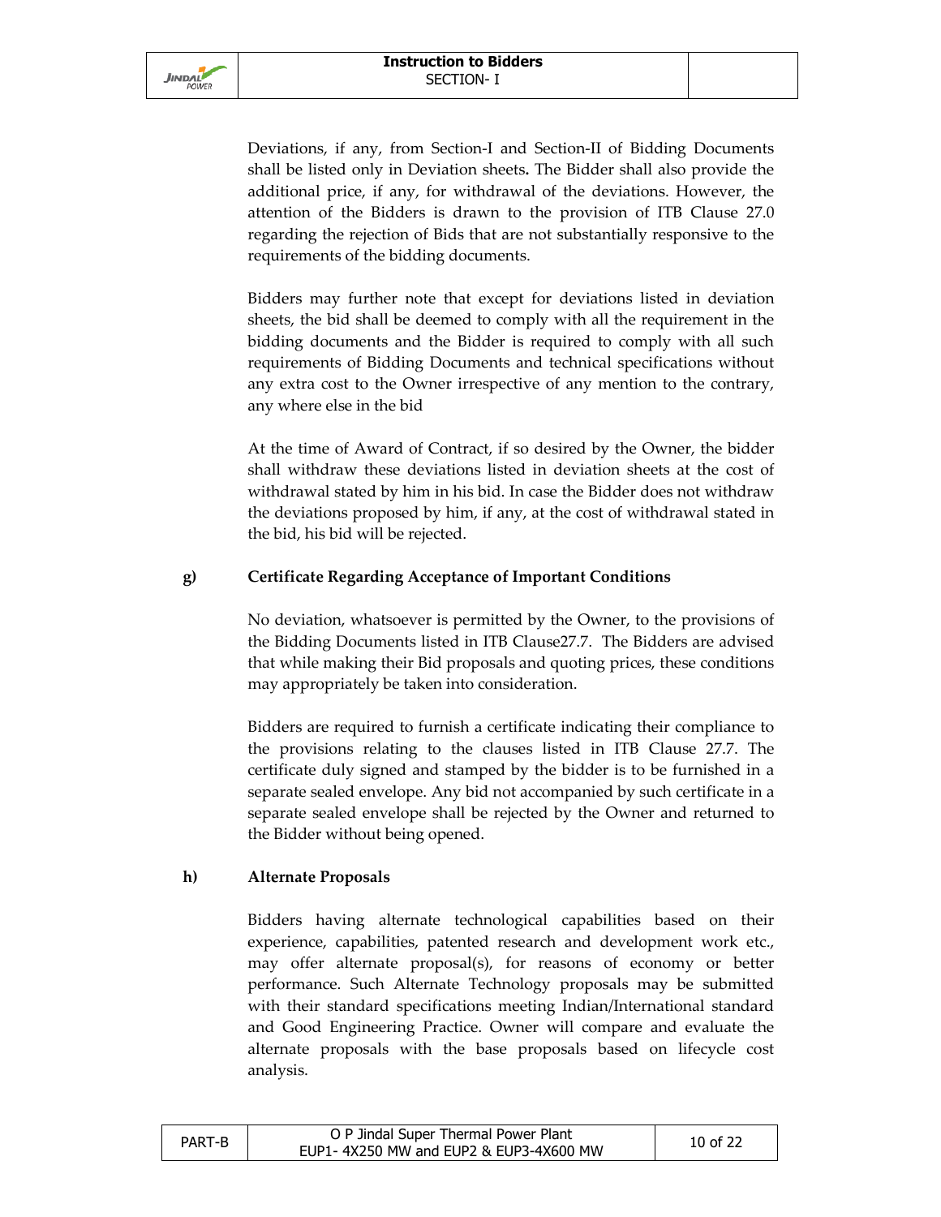Deviations, if any, from Section-I and Section-II of Bidding Documents shall be listed only in Deviation sheets**.** The Bidder shall also provide the additional price, if any, for withdrawal of the deviations. However, the attention of the Bidders is drawn to the provision of ITB Clause 27.0 regarding the rejection of Bids that are not substantially responsive to the requirements of the bidding documents.

Bidders may further note that except for deviations listed in deviation sheets, the bid shall be deemed to comply with all the requirement in the bidding documents and the Bidder is required to comply with all such requirements of Bidding Documents and technical specifications without any extra cost to the Owner irrespective of any mention to the contrary, any where else in the bid

At the time of Award of Contract, if so desired by the Owner, the bidder shall withdraw these deviations listed in deviation sheets at the cost of withdrawal stated by him in his bid. In case the Bidder does not withdraw the deviations proposed by him, if any, at the cost of withdrawal stated in the bid, his bid will be rejected.

**g) Certificate Regarding Acceptance of Important Conditions**

No deviation, whatsoever is permitted by the Owner, to the provisions of the Bidding Documents listed in ITB Clause27.7. The Bidders are advised that while making their Bid proposals and quoting prices, these conditions may appropriately be taken into consideration.

Bidders are required to furnish a certificate indicating their compliance to the provisions relating to the clauses listed in ITB Clause 27.7. The certificate duly signed and stamped by the bidder is to be furnished in a separate sealed envelope. Any bid not accompanied by such certificate in a separate sealed envelope shall be rejected by the Owner and returned to the Bidder without being opened.

**h) Alternate Proposals**

Bidders having alternate technological capabilities based on their experience, capabilities, patented research and development work etc., may offer alternate proposal(s), for reasons of economy or better performance. Such Alternate Technology proposals may be submitted with their standard specifications meeting Indian/International standard and Good Engineering Practice. Owner will compare and evaluate the alternate proposals with the base proposals based on lifecycle cost analysis.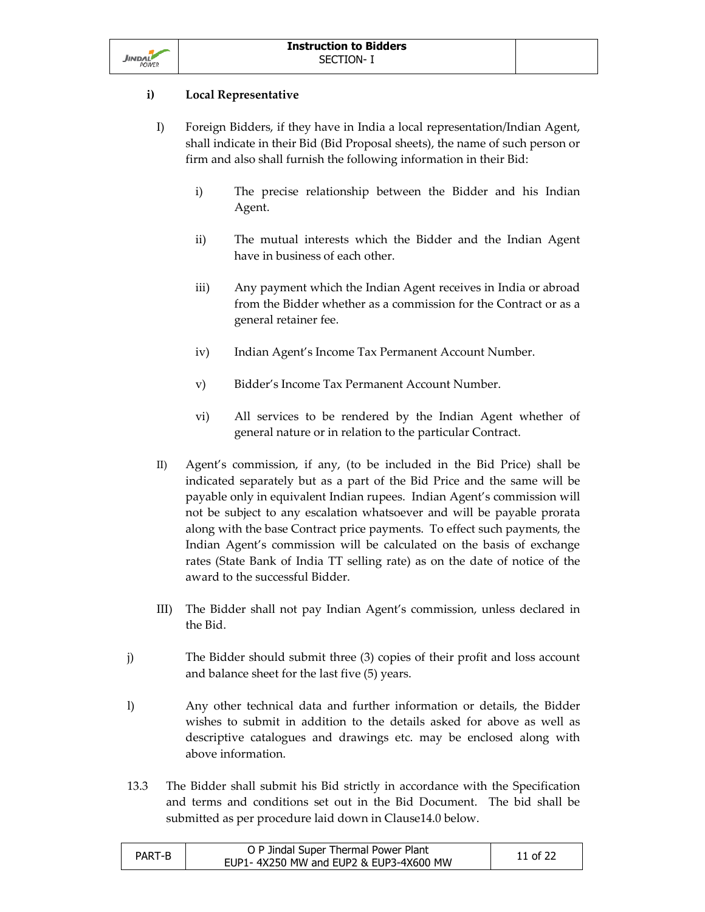**i) Local Representative**

I) Foreign Bidders, if they have in India a local representation/Indian Agent, shall indicate in their Bid (Bid Proposal sheets), the name of such person or firm and also shall furnish the following information in their Bid:

   i) The precise relationship between the Bidder and his Indian Agent.

   ii) The mutual interests which the Bidder and the Indian Agent have in business of each other.

   iii) Any payment which the Indian Agent receives in India or abroad from the Bidder whether as a commission for the Contract or as a general retainer fee.

   iv) Indian Agent's Income Tax Permanent Account Number.

   v) Bidder's Income Tax Permanent Account Number.

   vi) All services to be rendered by the Indian Agent whether of general nature or in relation to the particular Contract.

II) Agent's commission, if any, (to be included in the Bid Price) shall be indicated separately but as a part of the Bid Price and the same will be payable only in equivalent Indian rupees. Indian Agent's commission will not be subject to any escalation whatsoever and will be payable prorata along with the base Contract price payments. To effect such payments, the Indian Agent's commission will be calculated on the basis of exchange rates (State Bank of India TT selling rate) as on the date of notice of the award to the successful Bidder.

III) The Bidder shall not pay Indian Agent's commission, unless declared in the Bid.

j) The Bidder should submit three (3) copies of their profit and loss account and balance sheet for the last five (5) years.

l) Any other technical data and further information or details, the Bidder wishes to submit in addition to the details asked for above as well as descriptive catalogues and drawings etc. may be enclosed along with above information.

13.3 The Bidder shall submit his Bid strictly in accordance with the Specification and terms and conditions set out in the Bid Document. The bid shall be submitted as per procedure laid down in Clause14.0 below.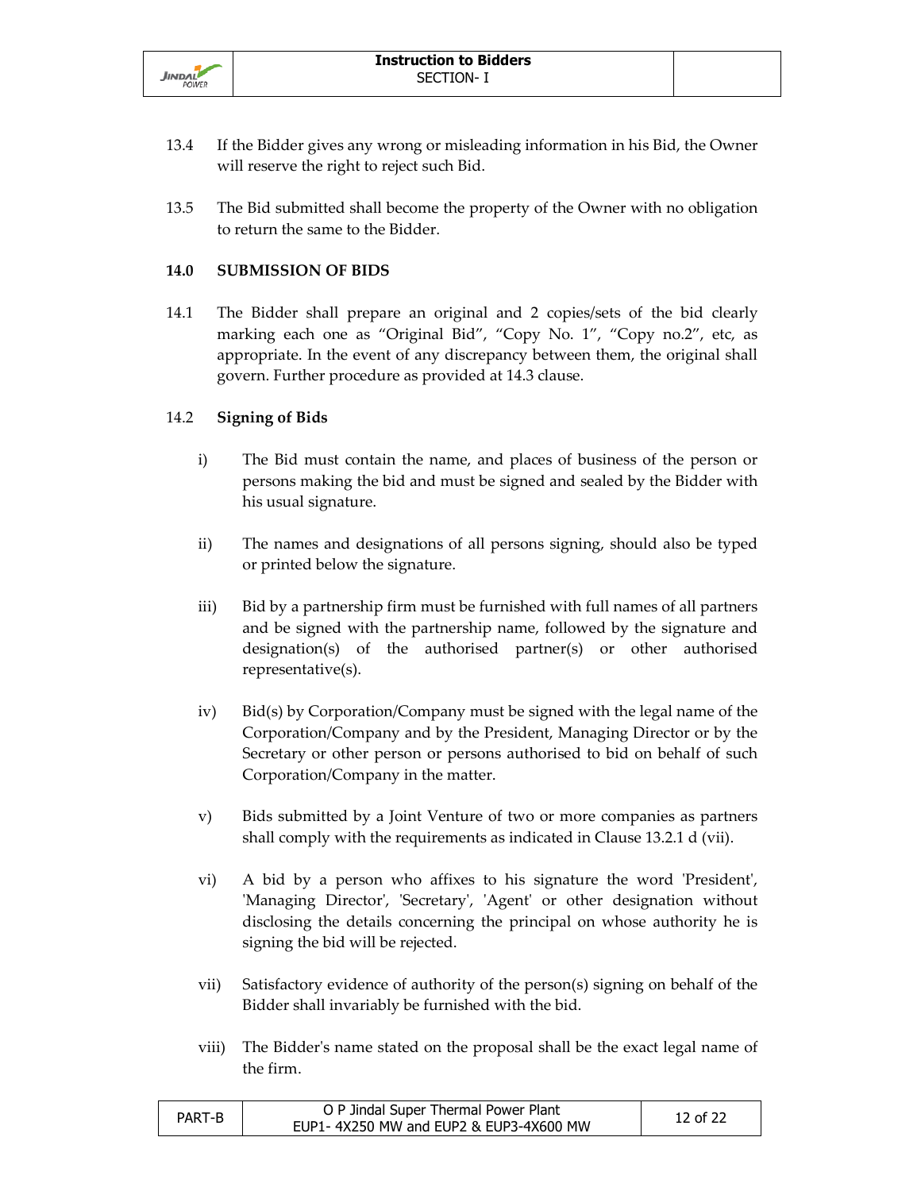13.4 If the Bidder gives any wrong or misleading information in his Bid, the Owner will reserve the right to reject such Bid.

13.5 The Bid submitted shall become the property of the Owner with no obligation to return the same to the Bidder.

## 14.0 SUBMISSION OF BIDS

14.1 The Bidder shall prepare an original and 2 copies/sets of the bid clearly marking each one as “Original Bid”, “Copy No. 1”, “Copy no.2”, etc, as appropriate. In the event of any discrepancy between them, the original shall govern. Further procedure as provided at 14.3 clause.

14.2 **Signing of Bids**

i) The Bid must contain the name, and places of business of the person or persons making the bid and must be signed and sealed by the Bidder with his usual signature.

ii) The names and designations of all persons signing, should also be typed or printed below the signature.

iii) Bid by a partnership firm must be furnished with full names of all partners and be signed with the partnership name, followed by the signature and designation(s) of the authorised partner(s) or other authorised representative(s).

iv) Bid(s) by Corporation/Company must be signed with the legal name of the Corporation/Company and by the President, Managing Director or by the Secretary or other person or persons authorised to bid on behalf of such Corporation/Company in the matter.

v) Bids submitted by a Joint Venture of two or more companies as partners shall comply with the requirements as indicated in Clause 13.2.1 d (vii).

vi) A bid by a person who affixes to his signature the word 'President', 'Managing Director', 'Secretary', 'Agent' or other designation without disclosing the details concerning the principal on whose authority he is signing the bid will be rejected.

vii) Satisfactory evidence of authority of the person(s) signing on behalf of the Bidder shall invariably be furnished with the bid.

viii) The Bidder's name stated on the proposal shall be the exact legal name of the firm.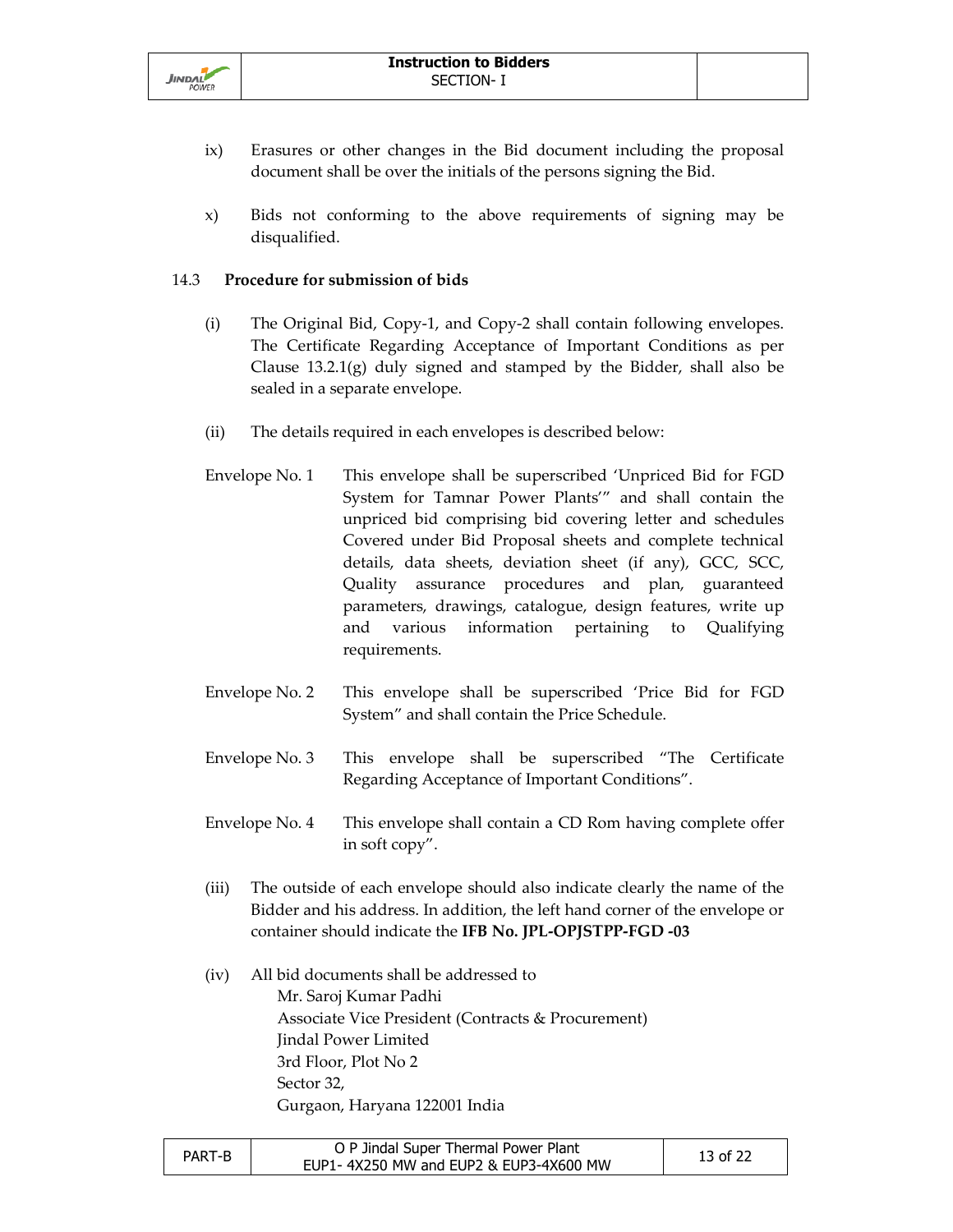ix) Erasures or other changes in the Bid document including the proposal document shall be over the initials of the persons signing the Bid.

x) Bids not conforming to the above requirements of signing may be disqualified.

14.3 **Procedure for submission of bids**

(i) The Original Bid, Copy-1, and Copy-2 shall contain following envelopes. The Certificate Regarding Acceptance of Important Conditions as per Clause 13.2.1(g) duly signed and stamped by the Bidder, shall also be sealed in a separate envelope.

(ii) The details required in each envelopes is described below:

Envelope No. 1 This envelope shall be superscribed 'Unpriced Bid for FGD System for Tamnar Power Plants'" and shall contain the unpriced bid comprising bid covering letter and schedules Covered under Bid Proposal sheets and complete technical details, data sheets, deviation sheet (if any), GCC, SCC, Quality assurance procedures and plan, guaranteed parameters, drawings, catalogue, design features, write up and various information pertaining to Qualifying requirements.

Envelope No. 2 This envelope shall be superscribed 'Price Bid for FGD System" and shall contain the Price Schedule.

Envelope No. 3 This envelope shall be superscribed "The Certificate Regarding Acceptance of Important Conditions".

Envelope No. 4 This envelope shall contain a CD Rom having complete offer in soft copy".

(iii) The outside of each envelope should also indicate clearly the name of the Bidder and his address. In addition, the left hand corner of the envelope or container should indicate the **IFB No. JPL-OPJSTPP-FGD -03**

(iv) All bid documents shall be addressed to
Mr. Saroj Kumar Padhi
Associate Vice President (Contracts & Procurement)
Jindal Power Limited
3rd Floor, Plot No 2
Sector 32,
Gurgaon, Haryana 122001 India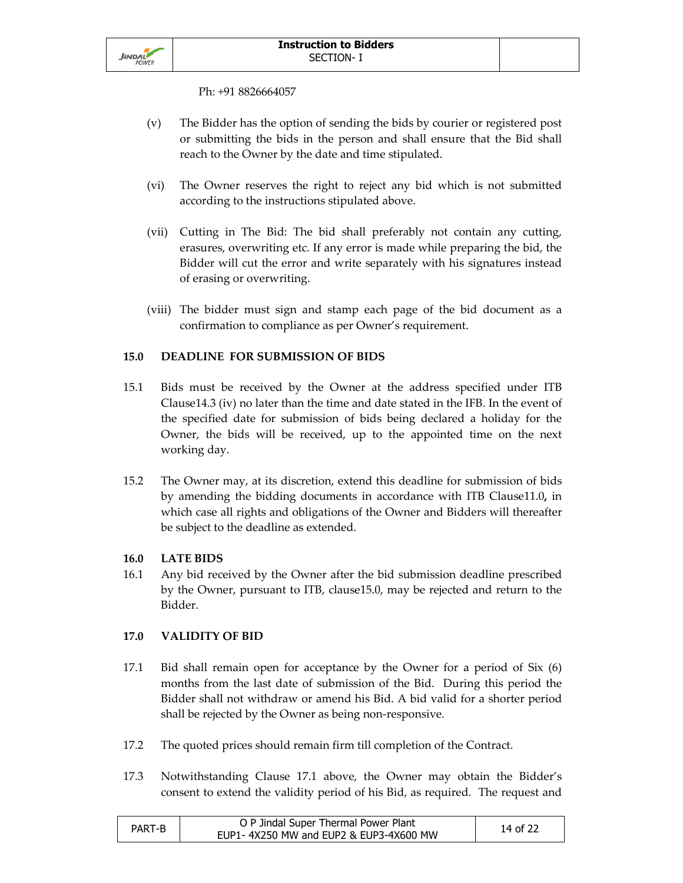Ph: +91 8826664057

(v) The Bidder has the option of sending the bids by courier or registered post or submitting the bids in the person and shall ensure that the Bid shall reach to the Owner by the date and time stipulated.

(vi) The Owner reserves the right to reject any bid which is not submitted according to the instructions stipulated above.

(vii) Cutting in The Bid: The bid shall preferably not contain any cutting, erasures, overwriting etc. If any error is made while preparing the bid, the Bidder will cut the error and write separately with his signatures instead of erasing or overwriting.

(viii) The bidder must sign and stamp each page of the bid document as a confirmation to compliance as per Owner's requirement.

**15.0 DEADLINE FOR SUBMISSION OF BIDS**

15.1 Bids must be received by the Owner at the address specified under ITB Clause14.3 (iv) no later than the time and date stated in the IFB. In the event of the specified date for submission of bids being declared a holiday for the Owner, the bids will be received, up to the appointed time on the next working day.

15.2 The Owner may, at its discretion, extend this deadline for submission of bids by amending the bidding documents in accordance with ITB Clause11.0**,** in which case all rights and obligations of the Owner and Bidders will thereafter be subject to the deadline as extended.

**16.0 LATE BIDS**

16.1 Any bid received by the Owner after the bid submission deadline prescribed by the Owner, pursuant to ITB, clause15.0, may be rejected and return to the Bidder.

**17.0 VALIDITY OF BID**

17.1 Bid shall remain open for acceptance by the Owner for a period of Six (6) months from the last date of submission of the Bid. During this period the Bidder shall not withdraw or amend his Bid. A bid valid for a shorter period shall be rejected by the Owner as being non-responsive.

17.2 The quoted prices should remain firm till completion of the Contract.

17.3 Notwithstanding Clause 17.1 above, the Owner may obtain the Bidder's consent to extend the validity period of his Bid, as required. The request and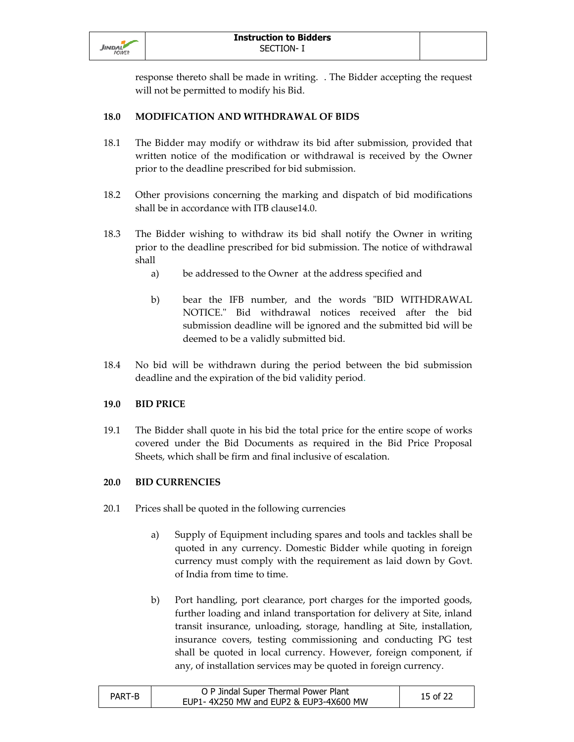response thereto shall be made in writing. . The Bidder accepting the request will not be permitted to modify his Bid.

## 18.0 MODIFICATION AND WITHDRAWAL OF BIDS

18.1 The Bidder may modify or withdraw its bid after submission, provided that written notice of the modification or withdrawal is received by the Owner prior to the deadline prescribed for bid submission.

18.2 Other provisions concerning the marking and dispatch of bid modifications shall be in accordance with ITB clause14.0.

18.3 The Bidder wishing to withdraw its bid shall notify the Owner in writing prior to the deadline prescribed for bid submission. The notice of withdrawal shall

a) be addressed to the Owner at the address specified and

b) bear the IFB number, and the words "BID WITHDRAWAL NOTICE." Bid withdrawal notices received after the bid submission deadline will be ignored and the submitted bid will be deemed to be a validly submitted bid.

18.4 No bid will be withdrawn during the period between the bid submission deadline and the expiration of the bid validity period.

## 19.0 BID PRICE

19.1 The Bidder shall quote in his bid the total price for the entire scope of works covered under the Bid Documents as required in the Bid Price Proposal Sheets, which shall be firm and final inclusive of escalation.

## 20.0 BID CURRENCIES

20.1 Prices shall be quoted in the following currencies

a) Supply of Equipment including spares and tools and tackles shall be quoted in any currency. Domestic Bidder while quoting in foreign currency must comply with the requirement as laid down by Govt. of India from time to time.

b) Port handling, port clearance, port charges for the imported goods, further loading and inland transportation for delivery at Site, inland transit insurance, unloading, storage, handling at Site, installation, insurance covers, testing commissioning and conducting PG test shall be quoted in local currency. However, foreign component, if any, of installation services may be quoted in foreign currency.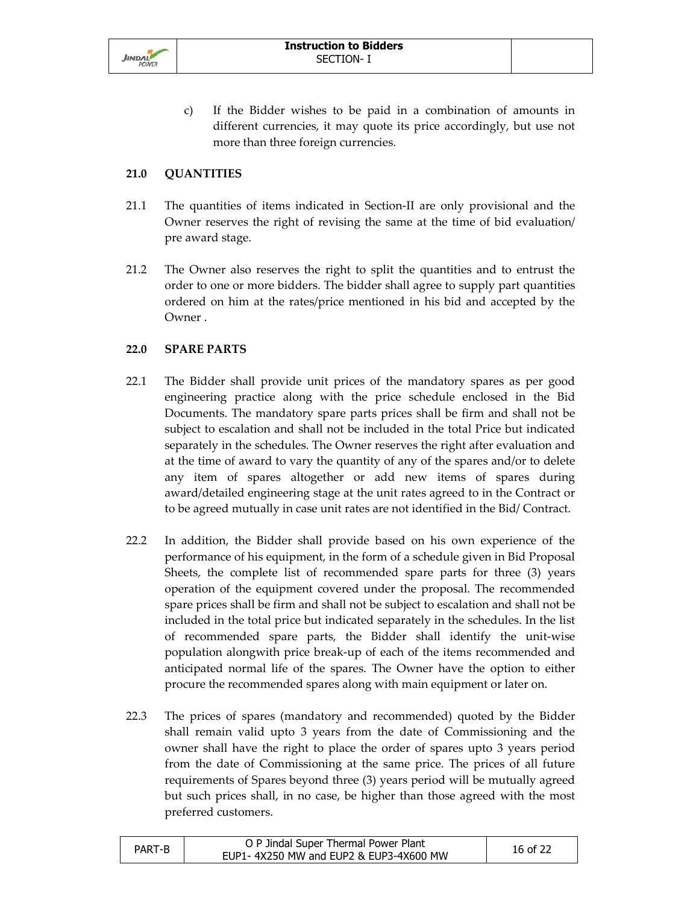c) If the Bidder wishes to be paid in a combination of amounts in different currencies, it may quote its price accordingly, but use not more than three foreign currencies.

## 21.0 QUANTITIES

21.1 The quantities of items indicated in Section-II are only provisional and the Owner reserves the right of revising the same at the time of bid evaluation/ pre award stage.

21.2 The Owner also reserves the right to split the quantities and to entrust the order to one or more bidders. The bidder shall agree to supply part quantities ordered on him at the rates/price mentioned in his bid and accepted by the Owner .

## 22.0 SPARE PARTS

22.1 The Bidder shall provide unit prices of the mandatory spares as per good engineering practice along with the price schedule enclosed in the Bid Documents. The mandatory spare parts prices shall be firm and shall not be subject to escalation and shall not be included in the total Price but indicated separately in the schedules. The Owner reserves the right after evaluation and at the time of award to vary the quantity of any of the spares and/or to delete any item of spares altogether or add new items of spares during award/detailed engineering stage at the unit rates agreed to in the Contract or to be agreed mutually in case unit rates are not identified in the Bid/ Contract.

22.2 In addition, the Bidder shall provide based on his own experience of the performance of his equipment, in the form of a schedule given in Bid Proposal Sheets, the complete list of recommended spare parts for three (3) years operation of the equipment covered under the proposal. The recommended spare prices shall be firm and shall not be subject to escalation and shall not be included in the total price but indicated separately in the schedules. In the list of recommended spare parts, the Bidder shall identify the unit-wise population alongwith price break-up of each of the items recommended and anticipated normal life of the spares. The Owner have the option to either procure the recommended spares along with main equipment or later on.

22.3 The prices of spares (mandatory and recommended) quoted by the Bidder shall remain valid upto 3 years from the date of Commissioning and the owner shall have the right to place the order of spares upto 3 years period from the date of Commissioning at the same price. The prices of all future requirements of Spares beyond three (3) years period will be mutually agreed but such prices shall, in no case, be higher than those agreed with the most preferred customers.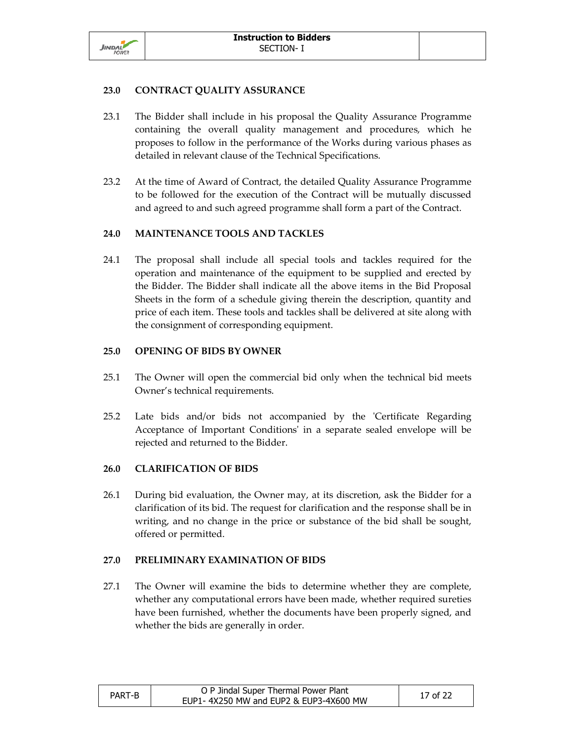## 23.0 CONTRACT QUALITY ASSURANCE

23.1 The Bidder shall include in his proposal the Quality Assurance Programme containing the overall quality management and procedures, which he proposes to follow in the performance of the Works during various phases as detailed in relevant clause of the Technical Specifications.

23.2 At the time of Award of Contract, the detailed Quality Assurance Programme to be followed for the execution of the Contract will be mutually discussed and agreed to and such agreed programme shall form a part of the Contract.

## 24.0 MAINTENANCE TOOLS AND TACKLES

24.1 The proposal shall include all special tools and tackles required for the operation and maintenance of the equipment to be supplied and erected by the Bidder. The Bidder shall indicate all the above items in the Bid Proposal Sheets in the form of a schedule giving therein the description, quantity and price of each item. These tools and tackles shall be delivered at site along with the consignment of corresponding equipment.

## 25.0 OPENING OF BIDS BY OWNER

25.1 The Owner will open the commercial bid only when the technical bid meets Owner's technical requirements.

25.2 Late bids and/or bids not accompanied by the 'Certificate Regarding Acceptance of Important Conditions' in a separate sealed envelope will be rejected and returned to the Bidder.

## 26.0 CLARIFICATION OF BIDS

26.1 During bid evaluation, the Owner may, at its discretion, ask the Bidder for a clarification of its bid. The request for clarification and the response shall be in writing, and no change in the price or substance of the bid shall be sought, offered or permitted.

## 27.0 PRELIMINARY EXAMINATION OF BIDS

27.1 The Owner will examine the bids to determine whether they are complete, whether any computational errors have been made, whether required sureties have been furnished, whether the documents have been properly signed, and whether the bids are generally in order.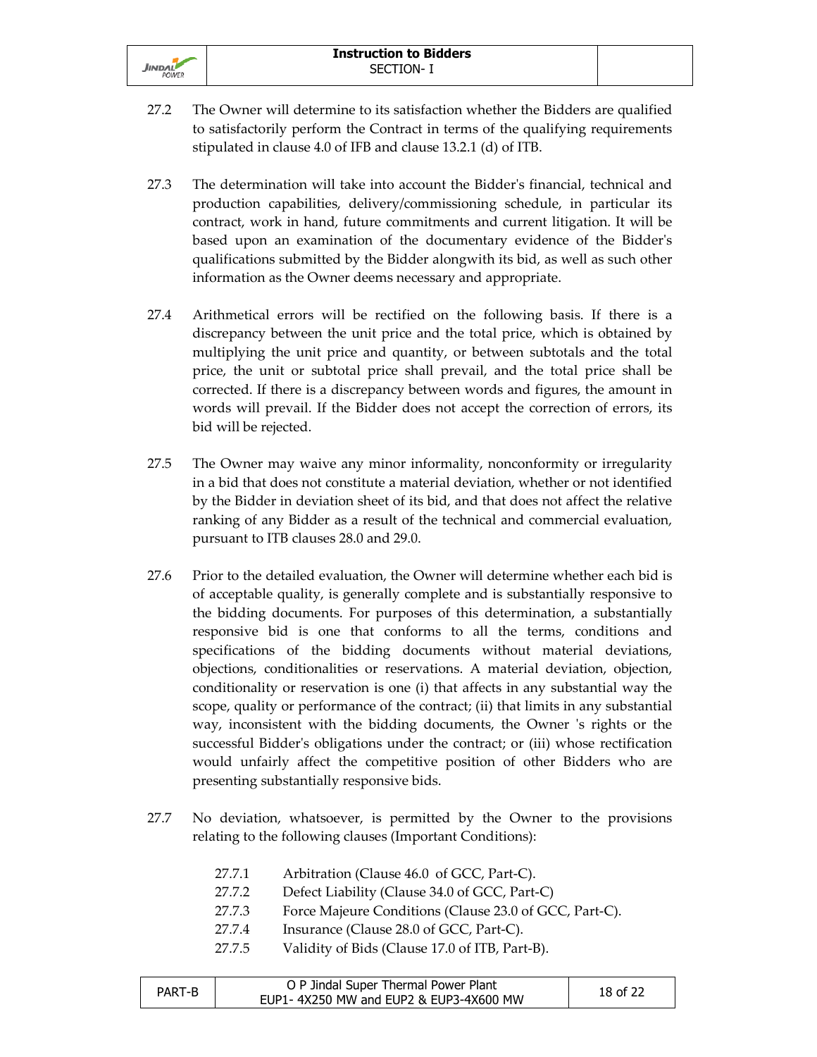27.2 The Owner will determine to its satisfaction whether the Bidders are qualified to satisfactorily perform the Contract in terms of the qualifying requirements stipulated in clause 4.0 of IFB and clause 13.2.1 (d) of ITB.

27.3 The determination will take into account the Bidder's financial, technical and production capabilities, delivery/commissioning schedule, in particular its contract, work in hand, future commitments and current litigation. It will be based upon an examination of the documentary evidence of the Bidder's qualifications submitted by the Bidder alongwith its bid, as well as such other information as the Owner deems necessary and appropriate.

27.4 Arithmetical errors will be rectified on the following basis. If there is a discrepancy between the unit price and the total price, which is obtained by multiplying the unit price and quantity, or between subtotals and the total price, the unit or subtotal price shall prevail, and the total price shall be corrected. If there is a discrepancy between words and figures, the amount in words will prevail. If the Bidder does not accept the correction of errors, its bid will be rejected.

27.5 The Owner may waive any minor informality, nonconformity or irregularity in a bid that does not constitute a material deviation, whether or not identified by the Bidder in deviation sheet of its bid, and that does not affect the relative ranking of any Bidder as a result of the technical and commercial evaluation, pursuant to ITB clauses 28.0 and 29.0.

27.6 Prior to the detailed evaluation, the Owner will determine whether each bid is of acceptable quality, is generally complete and is substantially responsive to the bidding documents. For purposes of this determination, a substantially responsive bid is one that conforms to all the terms, conditions and specifications of the bidding documents without material deviations, objections, conditionalities or reservations. A material deviation, objection, conditionality or reservation is one (i) that affects in any substantial way the scope, quality or performance of the contract; (ii) that limits in any substantial way, inconsistent with the bidding documents, the Owner 's rights or the successful Bidder's obligations under the contract; or (iii) whose rectification would unfairly affect the competitive position of other Bidders who are presenting substantially responsive bids.

27.7 No deviation, whatsoever, is permitted by the Owner to the provisions relating to the following clauses (Important Conditions):

- 27.7.1 Arbitration (Clause 46.0 of GCC, Part-C).
- 27.7.2 Defect Liability (Clause 34.0 of GCC, Part-C)
- 27.7.3 Force Majeure Conditions (Clause 23.0 of GCC, Part-C).
- 27.7.4 Insurance (Clause 28.0 of GCC, Part-C).
- 27.7.5 Validity of Bids (Clause 17.0 of ITB, Part-B).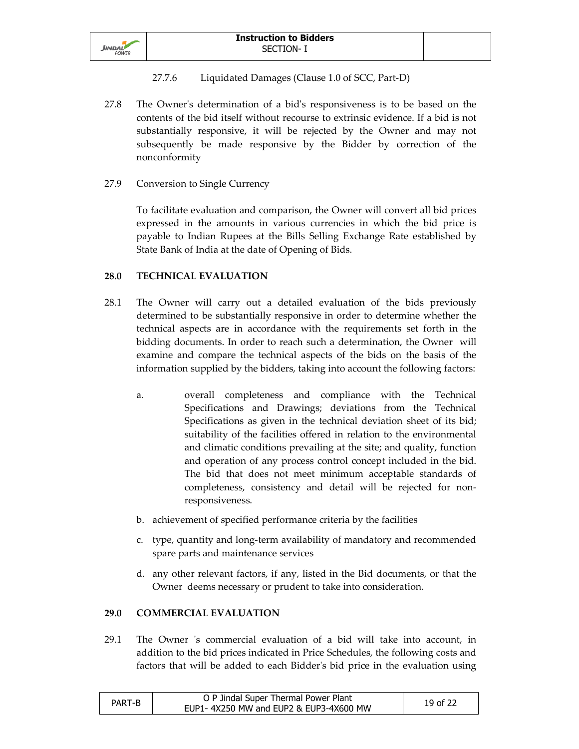27.7.6 Liquidated Damages (Clause 1.0 of SCC, Part-D)

27.8 The Owner's determination of a bid's responsiveness is to be based on the contents of the bid itself without recourse to extrinsic evidence. If a bid is not substantially responsive, it will be rejected by the Owner and may not subsequently be made responsive by the Bidder by correction of the nonconformity

27.9 Conversion to Single Currency

To facilitate evaluation and comparison, the Owner will convert all bid prices expressed in the amounts in various currencies in which the bid price is payable to Indian Rupees at the Bills Selling Exchange Rate established by State Bank of India at the date of Opening of Bids.

**28.0 TECHNICAL EVALUATION**

28.1 The Owner will carry out a detailed evaluation of the bids previously determined to be substantially responsive in order to determine whether the technical aspects are in accordance with the requirements set forth in the bidding documents. In order to reach such a determination, the Owner will examine and compare the technical aspects of the bids on the basis of the information supplied by the bidders, taking into account the following factors:

a. overall completeness and compliance with the Technical Specifications and Drawings; deviations from the Technical Specifications as given in the technical deviation sheet of its bid; suitability of the facilities offered in relation to the environmental and climatic conditions prevailing at the site; and quality, function and operation of any process control concept included in the bid. The bid that does not meet minimum acceptable standards of completeness, consistency and detail will be rejected for non-responsiveness.

b. achievement of specified performance criteria by the facilities

c. type, quantity and long-term availability of mandatory and recommended spare parts and maintenance services

d. any other relevant factors, if any, listed in the Bid documents, or that the Owner deems necessary or prudent to take into consideration.

**29.0 COMMERCIAL EVALUATION**

29.1 The Owner 's commercial evaluation of a bid will take into account, in addition to the bid prices indicated in Price Schedules, the following costs and factors that will be added to each Bidder's bid price in the evaluation using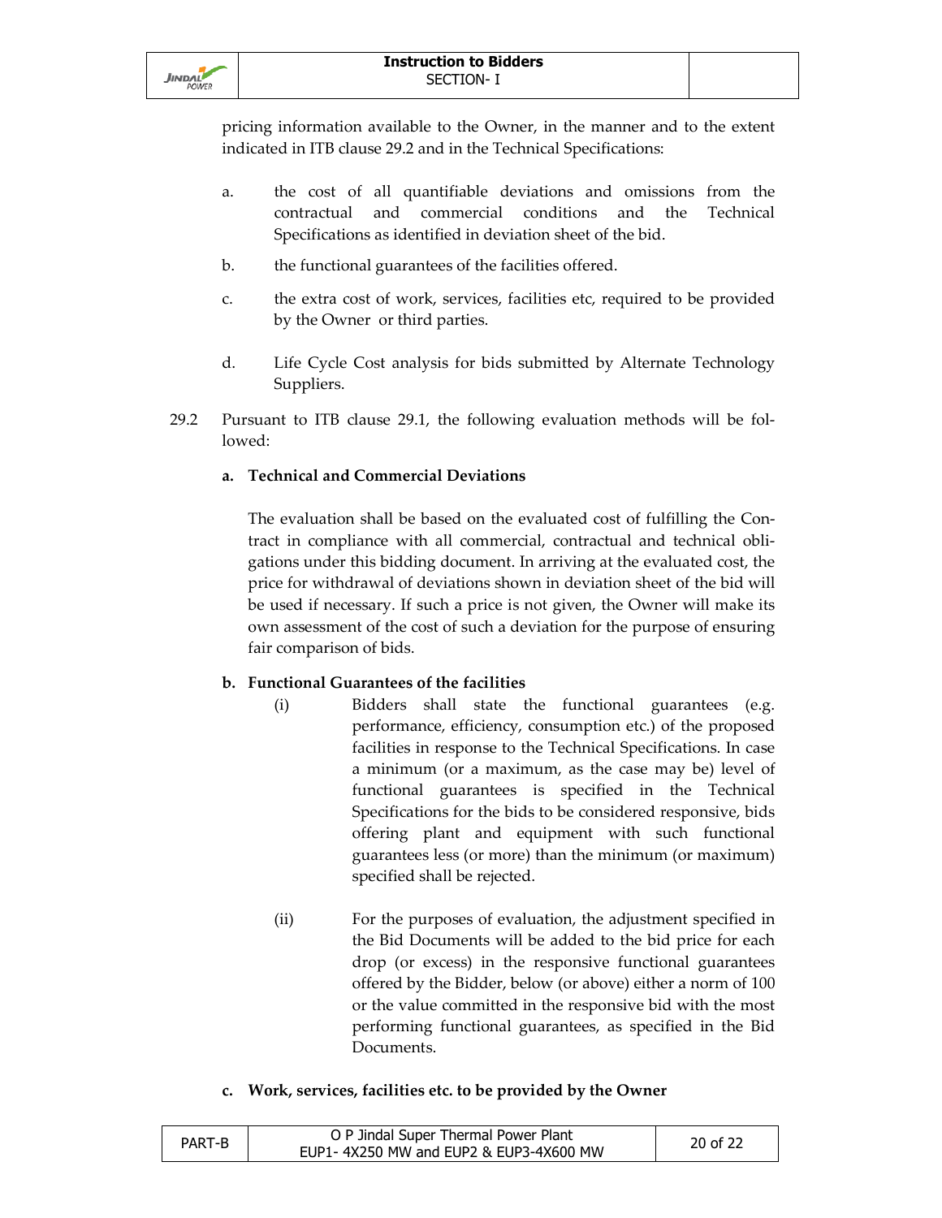pricing information available to the Owner, in the manner and to the extent indicated in ITB clause 29.2 and in the Technical Specifications:

a. the cost of all quantifiable deviations and omissions from the contractual and commercial conditions and the Technical Specifications as identified in deviation sheet of the bid.

b. the functional guarantees of the facilities offered.

c. the extra cost of work, services, facilities etc, required to be provided by the Owner or third parties.

d. Life Cycle Cost analysis for bids submitted by Alternate Technology Suppliers.

29.2 Pursuant to ITB clause 29.1, the following evaluation methods will be followed:

**a. Technical and Commercial Deviations**

The evaluation shall be based on the evaluated cost of fulfilling the Contract in compliance with all commercial, contractual and technical obligations under this bidding document. In arriving at the evaluated cost, the price for withdrawal of deviations shown in deviation sheet of the bid will be used if necessary. If such a price is not given, the Owner will make its own assessment of the cost of such a deviation for the purpose of ensuring fair comparison of bids.

**b. Functional Guarantees of the facilities**

(i) Bidders shall state the functional guarantees (e.g. performance, efficiency, consumption etc.) of the proposed facilities in response to the Technical Specifications. In case a minimum (or a maximum, as the case may be) level of functional guarantees is specified in the Technical Specifications for the bids to be considered responsive, bids offering plant and equipment with such functional guarantees less (or more) than the minimum (or maximum) specified shall be rejected.

(ii) For the purposes of evaluation, the adjustment specified in the Bid Documents will be added to the bid price for each drop (or excess) in the responsive functional guarantees offered by the Bidder, below (or above) either a norm of 100 or the value committed in the responsive bid with the most performing functional guarantees, as specified in the Bid Documents.

**c. Work, services, facilities etc. to be provided by the Owner**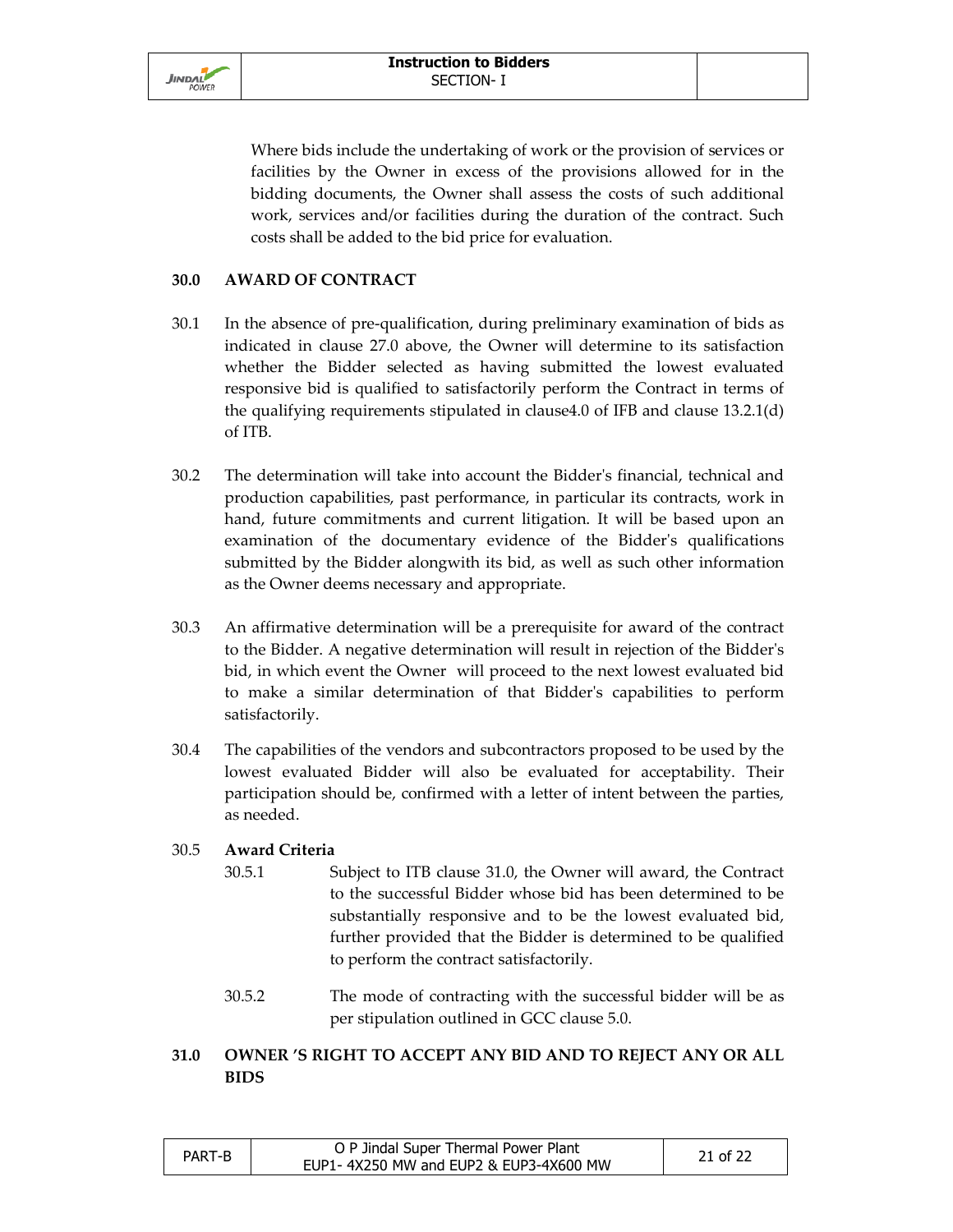Where bids include the undertaking of work or the provision of services or facilities by the Owner in excess of the provisions allowed for in the bidding documents, the Owner shall assess the costs of such additional work, services and/or facilities during the duration of the contract. Such costs shall be added to the bid price for evaluation.

## 30.0 AWARD OF CONTRACT

30.1 In the absence of pre-qualification, during preliminary examination of bids as indicated in clause 27.0 above, the Owner will determine to its satisfaction whether the Bidder selected as having submitted the lowest evaluated responsive bid is qualified to satisfactorily perform the Contract in terms of the qualifying requirements stipulated in clause4.0 of IFB and clause 13.2.1(d) of ITB.

30.2 The determination will take into account the Bidder's financial, technical and production capabilities, past performance, in particular its contracts, work in hand, future commitments and current litigation. It will be based upon an examination of the documentary evidence of the Bidder's qualifications submitted by the Bidder alongwith its bid, as well as such other information as the Owner deems necessary and appropriate.

30.3 An affirmative determination will be a prerequisite for award of the contract to the Bidder. A negative determination will result in rejection of the Bidder's bid, in which event the Owner will proceed to the next lowest evaluated bid to make a similar determination of that Bidder's capabilities to perform satisfactorily.

30.4 The capabilities of the vendors and subcontractors proposed to be used by the lowest evaluated Bidder will also be evaluated for acceptability. Their participation should be, confirmed with a letter of intent between the parties, as needed.

30.5 **Award Criteria**

30.5.1 Subject to ITB clause 31.0, the Owner will award, the Contract to the successful Bidder whose bid has been determined to be substantially responsive and to be the lowest evaluated bid, further provided that the Bidder is determined to be qualified to perform the contract satisfactorily.

30.5.2 The mode of contracting with the successful bidder will be as per stipulation outlined in GCC clause 5.0.

## 31.0 OWNER 'S RIGHT TO ACCEPT ANY BID AND TO REJECT ANY OR ALL BIDS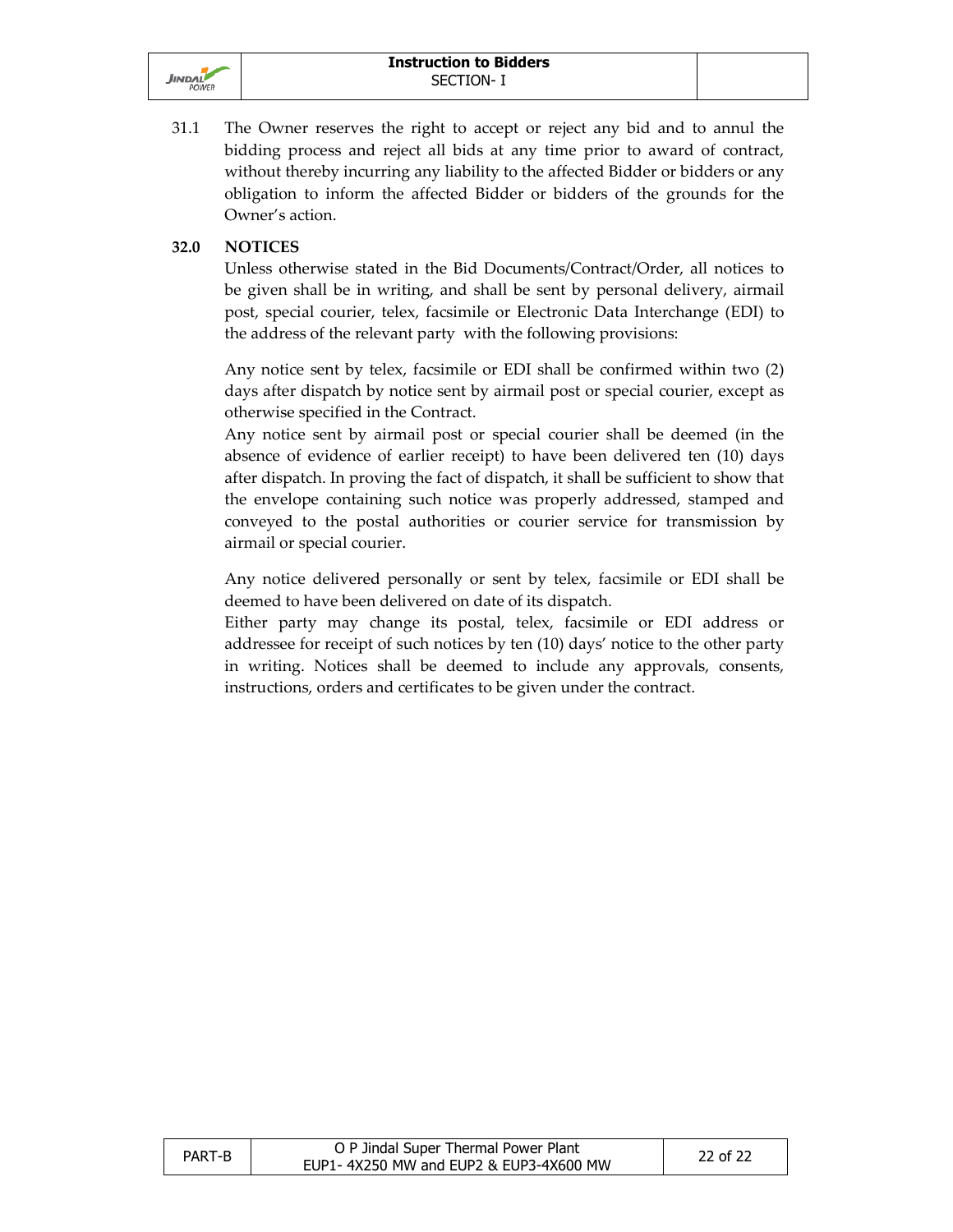31.1 The Owner reserves the right to accept or reject any bid and to annul the bidding process and reject all bids at any time prior to award of contract, without thereby incurring any liability to the affected Bidder or bidders or any obligation to inform the affected Bidder or bidders of the grounds for the Owner's action.

**32.0 NOTICES**

Unless otherwise stated in the Bid Documents/Contract/Order, all notices to be given shall be in writing, and shall be sent by personal delivery, airmail post, special courier, telex, facsimile or Electronic Data Interchange (EDI) to the address of the relevant party with the following provisions:

Any notice sent by telex, facsimile or EDI shall be confirmed within two (2) days after dispatch by notice sent by airmail post or special courier, except as otherwise specified in the Contract.

Any notice sent by airmail post or special courier shall be deemed (in the absence of evidence of earlier receipt) to have been delivered ten (10) days after dispatch. In proving the fact of dispatch, it shall be sufficient to show that the envelope containing such notice was properly addressed, stamped and conveyed to the postal authorities or courier service for transmission by airmail or special courier.

Any notice delivered personally or sent by telex, facsimile or EDI shall be deemed to have been delivered on date of its dispatch.

Either party may change its postal, telex, facsimile or EDI address or addressee for receipt of such notices by ten (10) days' notice to the other party in writing. Notices shall be deemed to include any approvals, consents, instructions, orders and certificates to be given under the contract.